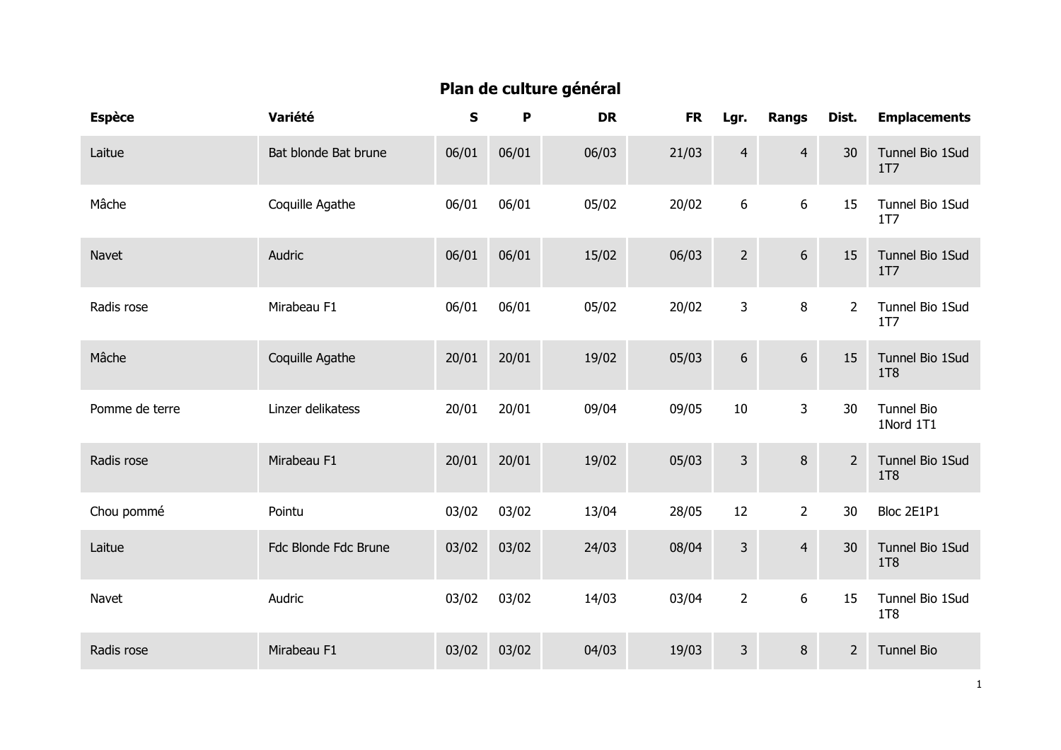# Plan de culture général

| Espèce | Variété | S | P | DR | FR | Lgr. | Rangs | Dist. | Emplacements |
|---|---|---|---|---|---|---|---|---|---|
| Laitue | Bat blonde Bat brune | 06/01 | 06/01 | 06/03 | 21/03 | 4 | 4 | 30 | Tunnel Bio 1Sud 1T7 |
| Mâche | Coquille Agathe | 06/01 | 06/01 | 05/02 | 20/02 | 6 | 6 | 15 | Tunnel Bio 1Sud 1T7 |
| Navet | Audric | 06/01 | 06/01 | 15/02 | 06/03 | 2 | 6 | 15 | Tunnel Bio 1Sud 1T7 |
| Radis rose | Mirabeau F1 | 06/01 | 06/01 | 05/02 | 20/02 | 3 | 8 | 2 | Tunnel Bio 1Sud 1T7 |
| Mâche | Coquille Agathe | 20/01 | 20/01 | 19/02 | 05/03 | 6 | 6 | 15 | Tunnel Bio 1Sud 1T8 |
| Pomme de terre | Linzer delikatess | 20/01 | 20/01 | 09/04 | 09/05 | 10 | 3 | 30 | Tunnel Bio 1Nord 1T1 |
| Radis rose | Mirabeau F1 | 20/01 | 20/01 | 19/02 | 05/03 | 3 | 8 | 2 | Tunnel Bio 1Sud 1T8 |
| Chou pommé | Pointu | 03/02 | 03/02 | 13/04 | 28/05 | 12 | 2 | 30 | Bloc 2E1P1 |
| Laitue | Fdc Blonde Fdc Brune | 03/02 | 03/02 | 24/03 | 08/04 | 3 | 4 | 30 | Tunnel Bio 1Sud 1T8 |
| Navet | Audric | 03/02 | 03/02 | 14/03 | 03/04 | 2 | 6 | 15 | Tunnel Bio 1Sud 1T8 |
| Radis rose | Mirabeau F1 | 03/02 | 03/02 | 04/03 | 19/03 | 3 | 8 | 2 | Tunnel Bio |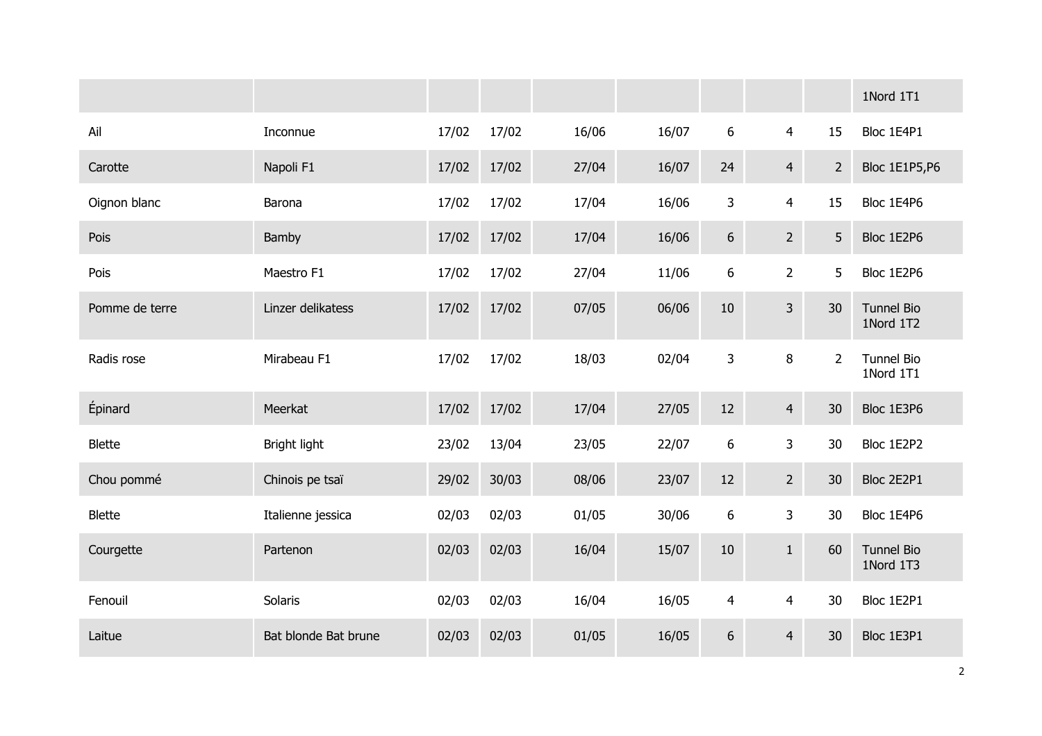| | | | | | | | | | |
|---|---|---|---|---|---|---|---|---|---|
| | | | | | | | | | 1Nord 1T1 |
| Ail | Inconnue | 17/02 | 17/02 | 16/06 | 16/07 | 6 | 4 | 15 | Bloc 1E4P1 |
| Carotte | Napoli F1 | 17/02 | 17/02 | 27/04 | 16/07 | 24 | 4 | 2 | Bloc 1E1P5,P6 |
| Oignon blanc | Barona | 17/02 | 17/02 | 17/04 | 16/06 | 3 | 4 | 15 | Bloc 1E4P6 |
| Pois | Bamby | 17/02 | 17/02 | 17/04 | 16/06 | 6 | 2 | 5 | Bloc 1E2P6 |
| Pois | Maestro F1 | 17/02 | 17/02 | 27/04 | 11/06 | 6 | 2 | 5 | Bloc 1E2P6 |
| Pomme de terre | Linzer delikatess | 17/02 | 17/02 | 07/05 | 06/06 | 10 | 3 | 30 | Tunnel Bio 1Nord 1T2 |
| Radis rose | Mirabeau F1 | 17/02 | 17/02 | 18/03 | 02/04 | 3 | 8 | 2 | Tunnel Bio 1Nord 1T1 |
| Épinard | Meerkat | 17/02 | 17/02 | 17/04 | 27/05 | 12 | 4 | 30 | Bloc 1E3P6 |
| Blette | Bright light | 23/02 | 13/04 | 23/05 | 22/07 | 6 | 3 | 30 | Bloc 1E2P2 |
| Chou pommé | Chinois pe tsaï | 29/02 | 30/03 | 08/06 | 23/07 | 12 | 2 | 30 | Bloc 2E2P1 |
| Blette | Italienne jessica | 02/03 | 02/03 | 01/05 | 30/06 | 6 | 3 | 30 | Bloc 1E4P6 |
| Courgette | Partenon | 02/03 | 02/03 | 16/04 | 15/07 | 10 | 1 | 60 | Tunnel Bio 1Nord 1T3 |
| Fenouil | Solaris | 02/03 | 02/03 | 16/04 | 16/05 | 4 | 4 | 30 | Bloc 1E2P1 |
| Laitue | Bat blonde Bat brune | 02/03 | 02/03 | 01/05 | 16/05 | 6 | 4 | 30 | Bloc 1E3P1 |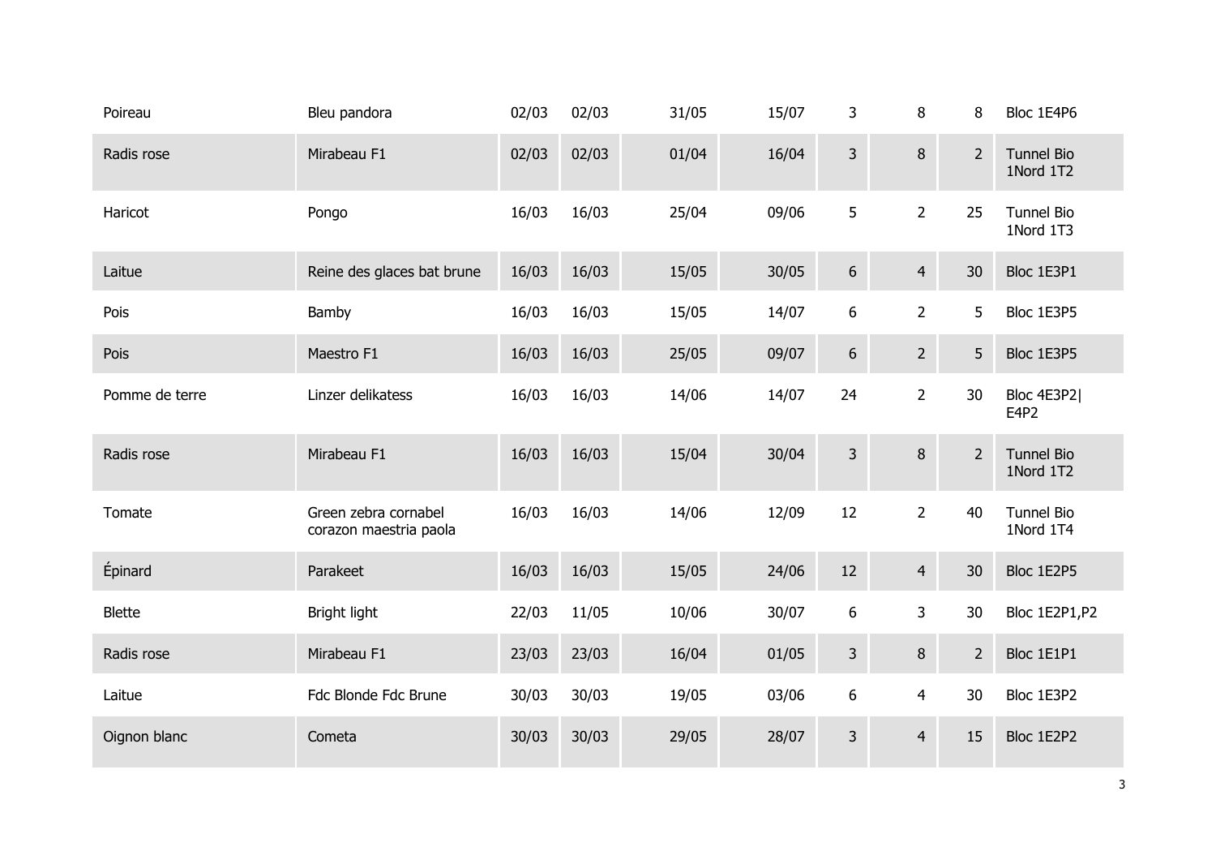| | | | | | | | | | |
|---|---|---|---|---|---|---|---|---|---|
| Poireau | Bleu pandora | 02/03 | 02/03 | 31/05 | 15/07 | 3 | 8 | 8 | Bloc 1E4P6 |
| Radis rose | Mirabeau F1 | 02/03 | 02/03 | 01/04 | 16/04 | 3 | 8 | 2 | Tunnel Bio 1Nord 1T2 |
| Haricot | Pongo | 16/03 | 16/03 | 25/04 | 09/06 | 5 | 2 | 25 | Tunnel Bio 1Nord 1T3 |
| Laitue | Reine des glaces bat brune | 16/03 | 16/03 | 15/05 | 30/05 | 6 | 4 | 30 | Bloc 1E3P1 |
| Pois | Bamby | 16/03 | 16/03 | 15/05 | 14/07 | 6 | 2 | 5 | Bloc 1E3P5 |
| Pois | Maestro F1 | 16/03 | 16/03 | 25/05 | 09/07 | 6 | 2 | 5 | Bloc 1E3P5 |
| Pomme de terre | Linzer delikatess | 16/03 | 16/03 | 14/06 | 14/07 | 24 | 2 | 30 | Bloc 4E3P2\| E4P2 |
| Radis rose | Mirabeau F1 | 16/03 | 16/03 | 15/04 | 30/04 | 3 | 8 | 2 | Tunnel Bio 1Nord 1T2 |
| Tomate | Green zebra cornabel corazon maestria paola | 16/03 | 16/03 | 14/06 | 12/09 | 12 | 2 | 40 | Tunnel Bio 1Nord 1T4 |
| Épinard | Parakeet | 16/03 | 16/03 | 15/05 | 24/06 | 12 | 4 | 30 | Bloc 1E2P5 |
| Blette | Bright light | 22/03 | 11/05 | 10/06 | 30/07 | 6 | 3 | 30 | Bloc 1E2P1,P2 |
| Radis rose | Mirabeau F1 | 23/03 | 23/03 | 16/04 | 01/05 | 3 | 8 | 2 | Bloc 1E1P1 |
| Laitue | Fdc Blonde Fdc Brune | 30/03 | 30/03 | 19/05 | 03/06 | 6 | 4 | 30 | Bloc 1E3P2 |
| Oignon blanc | Cometa | 30/03 | 30/03 | 29/05 | 28/07 | 3 | 4 | 15 | Bloc 1E2P2 |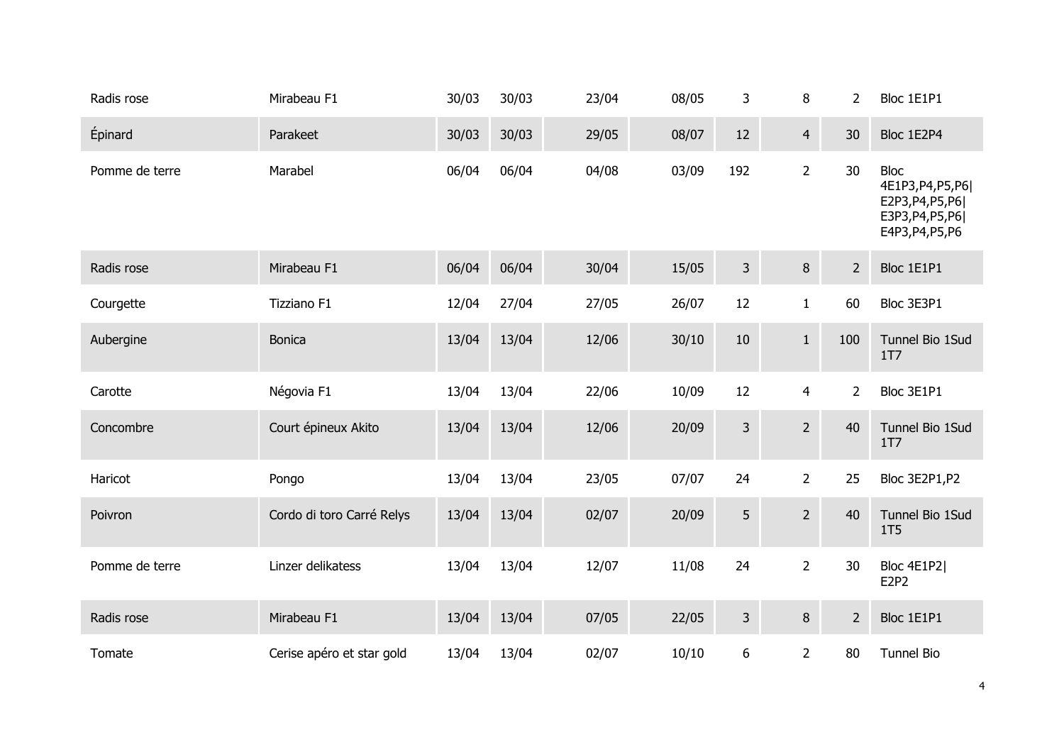| | | | | | | | | | |
|---|---|---|---|---|---|---|---|---|---|
| Radis rose | Mirabeau F1 | 30/03 | 30/03 | 23/04 | 08/05 | 3 | 8 | 2 | Bloc 1E1P1 |
| Épinard | Parakeet | 30/03 | 30/03 | 29/05 | 08/07 | 12 | 4 | 30 | Bloc 1E2P4 |
| Pomme de terre | Marabel | 06/04 | 06/04 | 04/08 | 03/09 | 192 | 2 | 30 | Bloc 4E1P3,P4,P5,P6\| E2P3,P4,P5,P6\| E3P3,P4,P5,P6\| E4P3,P4,P5,P6 |
| Radis rose | Mirabeau F1 | 06/04 | 06/04 | 30/04 | 15/05 | 3 | 8 | 2 | Bloc 1E1P1 |
| Courgette | Tizziano F1 | 12/04 | 27/04 | 27/05 | 26/07 | 12 | 1 | 60 | Bloc 3E3P1 |
| Aubergine | Bonica | 13/04 | 13/04 | 12/06 | 30/10 | 10 | 1 | 100 | Tunnel Bio 1Sud 1T7 |
| Carotte | Négovia F1 | 13/04 | 13/04 | 22/06 | 10/09 | 12 | 4 | 2 | Bloc 3E1P1 |
| Concombre | Court épineux Akito | 13/04 | 13/04 | 12/06 | 20/09 | 3 | 2 | 40 | Tunnel Bio 1Sud 1T7 |
| Haricot | Pongo | 13/04 | 13/04 | 23/05 | 07/07 | 24 | 2 | 25 | Bloc 3E2P1,P2 |
| Poivron | Cordo di toro Carré Relys | 13/04 | 13/04 | 02/07 | 20/09 | 5 | 2 | 40 | Tunnel Bio 1Sud 1T5 |
| Pomme de terre | Linzer delikatess | 13/04 | 13/04 | 12/07 | 11/08 | 24 | 2 | 30 | Bloc 4E1P2\| E2P2 |
| Radis rose | Mirabeau F1 | 13/04 | 13/04 | 07/05 | 22/05 | 3 | 8 | 2 | Bloc 1E1P1 |
| Tomate | Cerise apéro et star gold | 13/04 | 13/04 | 02/07 | 10/10 | 6 | 2 | 80 | Tunnel Bio |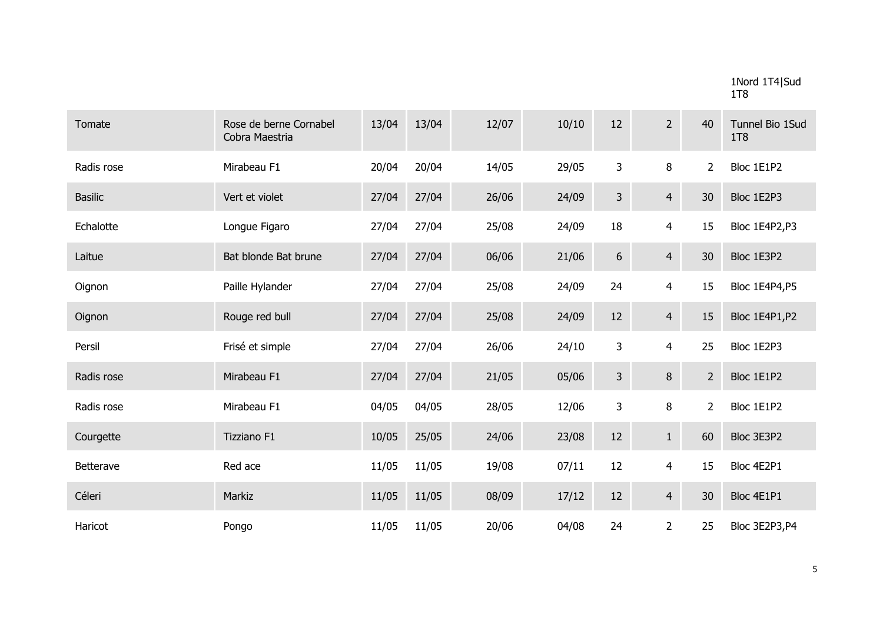1Nord 1T4|Sud 1T8

| | | | | | | | | | |
|---|---|---|---|---|---|---|---|---|---|
| Tomate | Rose de berne Cornabel Cobra Maestria | 13/04 | 13/04 | 12/07 | 10/10 | 12 | 2 | 40 | Tunnel Bio 1Sud 1T8 |
| Radis rose | Mirabeau F1 | 20/04 | 20/04 | 14/05 | 29/05 | 3 | 8 | 2 | Bloc 1E1P2 |
| Basilic | Vert et violet | 27/04 | 27/04 | 26/06 | 24/09 | 3 | 4 | 30 | Bloc 1E2P3 |
| Echalotte | Longue Figaro | 27/04 | 27/04 | 25/08 | 24/09 | 18 | 4 | 15 | Bloc 1E4P2,P3 |
| Laitue | Bat blonde Bat brune | 27/04 | 27/04 | 06/06 | 21/06 | 6 | 4 | 30 | Bloc 1E3P2 |
| Oignon | Paille Hylander | 27/04 | 27/04 | 25/08 | 24/09 | 24 | 4 | 15 | Bloc 1E4P4,P5 |
| Oignon | Rouge red bull | 27/04 | 27/04 | 25/08 | 24/09 | 12 | 4 | 15 | Bloc 1E4P1,P2 |
| Persil | Frisé et simple | 27/04 | 27/04 | 26/06 | 24/10 | 3 | 4 | 25 | Bloc 1E2P3 |
| Radis rose | Mirabeau F1 | 27/04 | 27/04 | 21/05 | 05/06 | 3 | 8 | 2 | Bloc 1E1P2 |
| Radis rose | Mirabeau F1 | 04/05 | 04/05 | 28/05 | 12/06 | 3 | 8 | 2 | Bloc 1E1P2 |
| Courgette | Tizziano F1 | 10/05 | 25/05 | 24/06 | 23/08 | 12 | 1 | 60 | Bloc 3E3P2 |
| Betterave | Red ace | 11/05 | 11/05 | 19/08 | 07/11 | 12 | 4 | 15 | Bloc 4E2P1 |
| Céleri | Markiz | 11/05 | 11/05 | 08/09 | 17/12 | 12 | 4 | 30 | Bloc 4E1P1 |
| Haricot | Pongo | 11/05 | 11/05 | 20/06 | 04/08 | 24 | 2 | 25 | Bloc 3E2P3,P4 |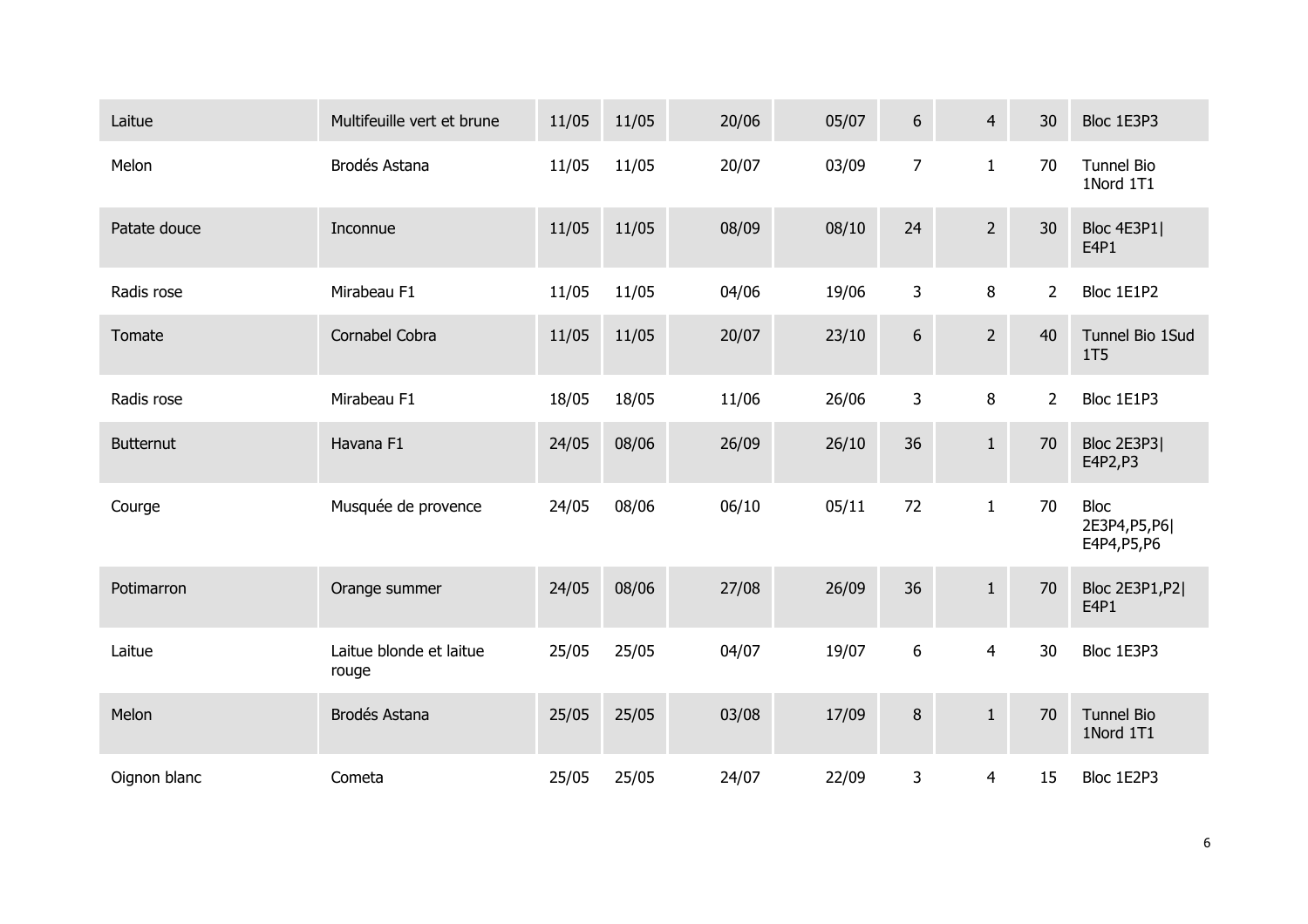| | | | | | | | | | |
|---|---|---|---|---|---|---|---|---|---|
| Laitue | Multifeuille vert et brune | 11/05 | 11/05 | 20/06 | 05/07 | 6 | 4 | 30 | Bloc 1E3P3 |
| Melon | Brodés Astana | 11/05 | 11/05 | 20/07 | 03/09 | 7 | 1 | 70 | Tunnel Bio 1Nord 1T1 |
| Patate douce | Inconnue | 11/05 | 11/05 | 08/09 | 08/10 | 24 | 2 | 30 | Bloc 4E3P1\| E4P1 |
| Radis rose | Mirabeau F1 | 11/05 | 11/05 | 04/06 | 19/06 | 3 | 8 | 2 | Bloc 1E1P2 |
| Tomate | Cornabel Cobra | 11/05 | 11/05 | 20/07 | 23/10 | 6 | 2 | 40 | Tunnel Bio 1Sud 1T5 |
| Radis rose | Mirabeau F1 | 18/05 | 18/05 | 11/06 | 26/06 | 3 | 8 | 2 | Bloc 1E1P3 |
| Butternut | Havana F1 | 24/05 | 08/06 | 26/09 | 26/10 | 36 | 1 | 70 | Bloc 2E3P3\| E4P2,P3 |
| Courge | Musquée de provence | 24/05 | 08/06 | 06/10 | 05/11 | 72 | 1 | 70 | Bloc 2E3P4,P5,P6\| E4P4,P5,P6 |
| Potimarron | Orange summer | 24/05 | 08/06 | 27/08 | 26/09 | 36 | 1 | 70 | Bloc 2E3P1,P2\| E4P1 |
| Laitue | Laitue blonde et laitue rouge | 25/05 | 25/05 | 04/07 | 19/07 | 6 | 4 | 30 | Bloc 1E3P3 |
| Melon | Brodés Astana | 25/05 | 25/05 | 03/08 | 17/09 | 8 | 1 | 70 | Tunnel Bio 1Nord 1T1 |
| Oignon blanc | Cometa | 25/05 | 25/05 | 24/07 | 22/09 | 3 | 4 | 15 | Bloc 1E2P3 |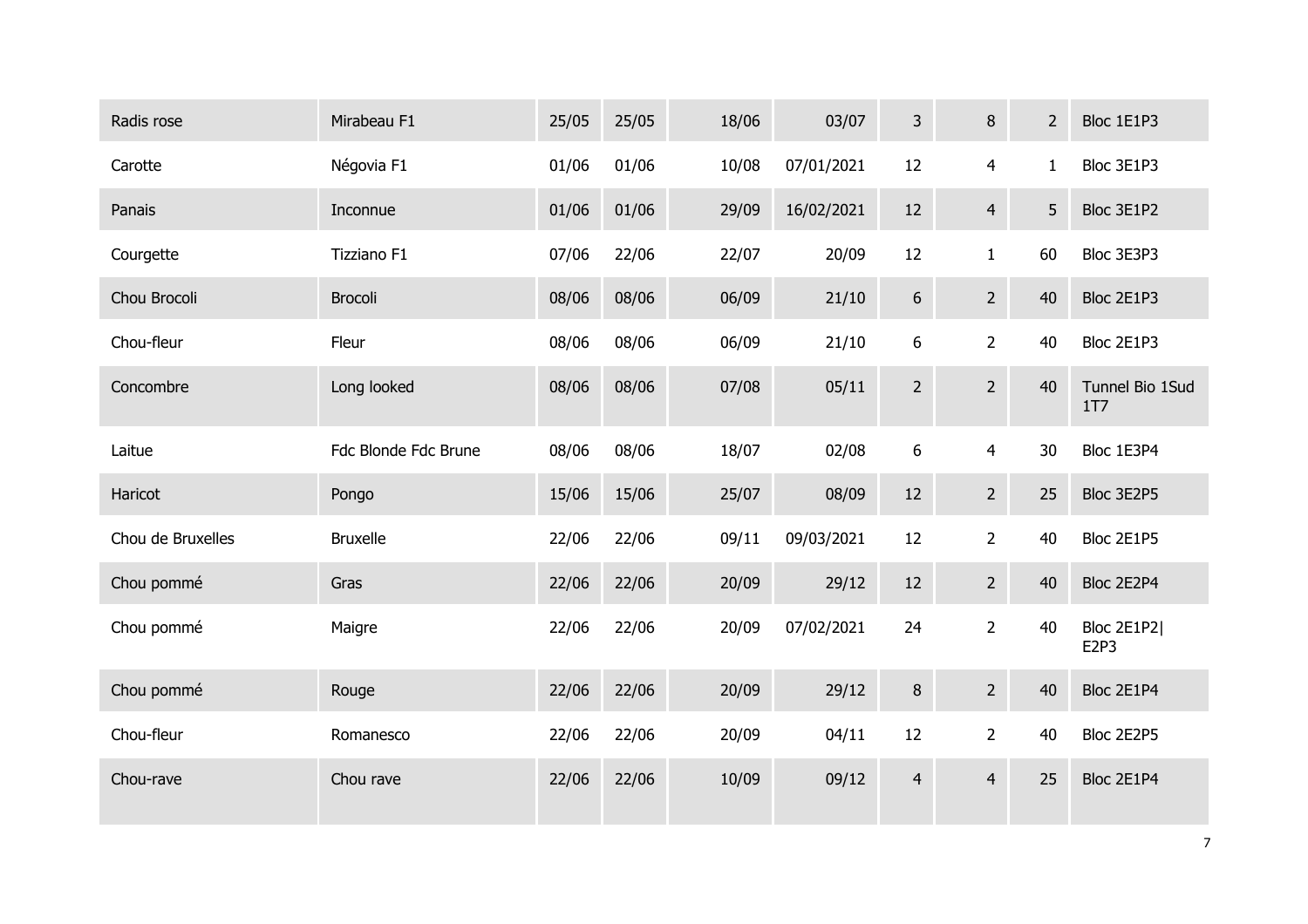| | | | | | | | | | |
|---|---|---|---|---|---|---|---|---|---|
| Radis rose | Mirabeau F1 | 25/05 | 25/05 | 18/06 | 03/07 | 3 | 8 | 2 | Bloc 1E1P3 |
| Carotte | Négovia F1 | 01/06 | 01/06 | 10/08 | 07/01/2021 | 12 | 4 | 1 | Bloc 3E1P3 |
| Panais | Inconnue | 01/06 | 01/06 | 29/09 | 16/02/2021 | 12 | 4 | 5 | Bloc 3E1P2 |
| Courgette | Tizziano F1 | 07/06 | 22/06 | 22/07 | 20/09 | 12 | 1 | 60 | Bloc 3E3P3 |
| Chou Brocoli | Brocoli | 08/06 | 08/06 | 06/09 | 21/10 | 6 | 2 | 40 | Bloc 2E1P3 |
| Chou-fleur | Fleur | 08/06 | 08/06 | 06/09 | 21/10 | 6 | 2 | 40 | Bloc 2E1P3 |
| Concombre | Long looked | 08/06 | 08/06 | 07/08 | 05/11 | 2 | 2 | 40 | Tunnel Bio 1Sud 1T7 |
| Laitue | Fdc Blonde Fdc Brune | 08/06 | 08/06 | 18/07 | 02/08 | 6 | 4 | 30 | Bloc 1E3P4 |
| Haricot | Pongo | 15/06 | 15/06 | 25/07 | 08/09 | 12 | 2 | 25 | Bloc 3E2P5 |
| Chou de Bruxelles | Bruxelle | 22/06 | 22/06 | 09/11 | 09/03/2021 | 12 | 2 | 40 | Bloc 2E1P5 |
| Chou pommé | Gras | 22/06 | 22/06 | 20/09 | 29/12 | 12 | 2 | 40 | Bloc 2E2P4 |
| Chou pommé | Maigre | 22/06 | 22/06 | 20/09 | 07/02/2021 | 24 | 2 | 40 | Bloc 2E1P2\| E2P3 |
| Chou pommé | Rouge | 22/06 | 22/06 | 20/09 | 29/12 | 8 | 2 | 40 | Bloc 2E1P4 |
| Chou-fleur | Romanesco | 22/06 | 22/06 | 20/09 | 04/11 | 12 | 2 | 40 | Bloc 2E2P5 |
| Chou-rave | Chou rave | 22/06 | 22/06 | 10/09 | 09/12 | 4 | 4 | 25 | Bloc 2E1P4 |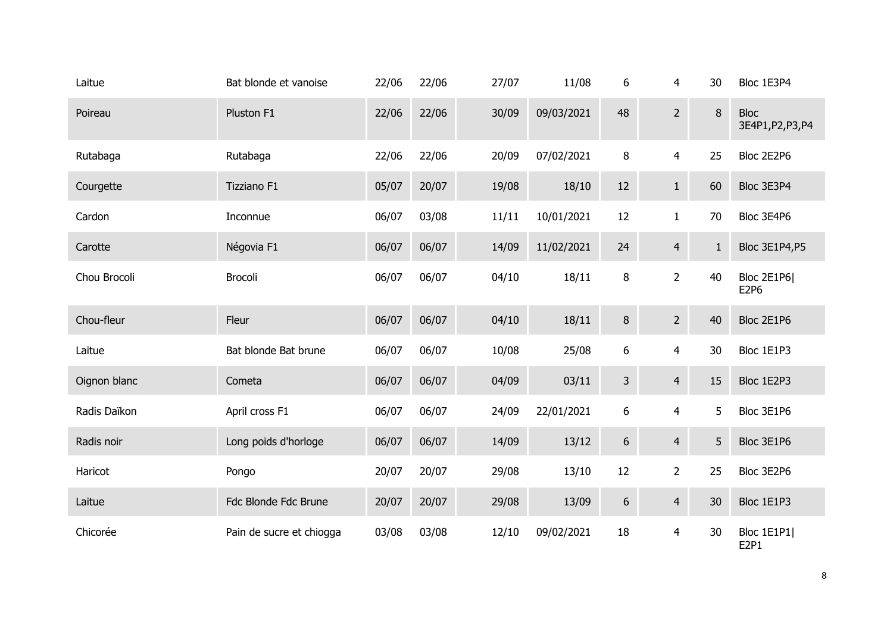| | | | | | | | | | |
|---|---|---|---|---|---|---|---|---|---|
| Laitue | Bat blonde et vanoise | 22/06 | 22/06 | 27/07 | 11/08 | 6 | 4 | 30 | Bloc 1E3P4 |
| Poireau | Pluston F1 | 22/06 | 22/06 | 30/09 | 09/03/2021 | 48 | 2 | 8 | Bloc 3E4P1,P2,P3,P4 |
| Rutabaga | Rutabaga | 22/06 | 22/06 | 20/09 | 07/02/2021 | 8 | 4 | 25 | Bloc 2E2P6 |
| Courgette | Tizziano F1 | 05/07 | 20/07 | 19/08 | 18/10 | 12 | 1 | 60 | Bloc 3E3P4 |
| Cardon | Inconnue | 06/07 | 03/08 | 11/11 | 10/01/2021 | 12 | 1 | 70 | Bloc 3E4P6 |
| Carotte | Négovia F1 | 06/07 | 06/07 | 14/09 | 11/02/2021 | 24 | 4 | 1 | Bloc 3E1P4,P5 |
| Chou Brocoli | Brocoli | 06/07 | 06/07 | 04/10 | 18/11 | 8 | 2 | 40 | Bloc 2E1P6\| E2P6 |
| Chou-fleur | Fleur | 06/07 | 06/07 | 04/10 | 18/11 | 8 | 2 | 40 | Bloc 2E1P6 |
| Laitue | Bat blonde Bat brune | 06/07 | 06/07 | 10/08 | 25/08 | 6 | 4 | 30 | Bloc 1E1P3 |
| Oignon blanc | Cometa | 06/07 | 06/07 | 04/09 | 03/11 | 3 | 4 | 15 | Bloc 1E2P3 |
| Radis Daïkon | April cross F1 | 06/07 | 06/07 | 24/09 | 22/01/2021 | 6 | 4 | 5 | Bloc 3E1P6 |
| Radis noir | Long poids d'horloge | 06/07 | 06/07 | 14/09 | 13/12 | 6 | 4 | 5 | Bloc 3E1P6 |
| Haricot | Pongo | 20/07 | 20/07 | 29/08 | 13/10 | 12 | 2 | 25 | Bloc 3E2P6 |
| Laitue | Fdc Blonde Fdc Brune | 20/07 | 20/07 | 29/08 | 13/09 | 6 | 4 | 30 | Bloc 1E1P3 |
| Chicorée | Pain de sucre et chiogga | 03/08 | 03/08 | 12/10 | 09/02/2021 | 18 | 4 | 30 | Bloc 1E1P1\| E2P1 |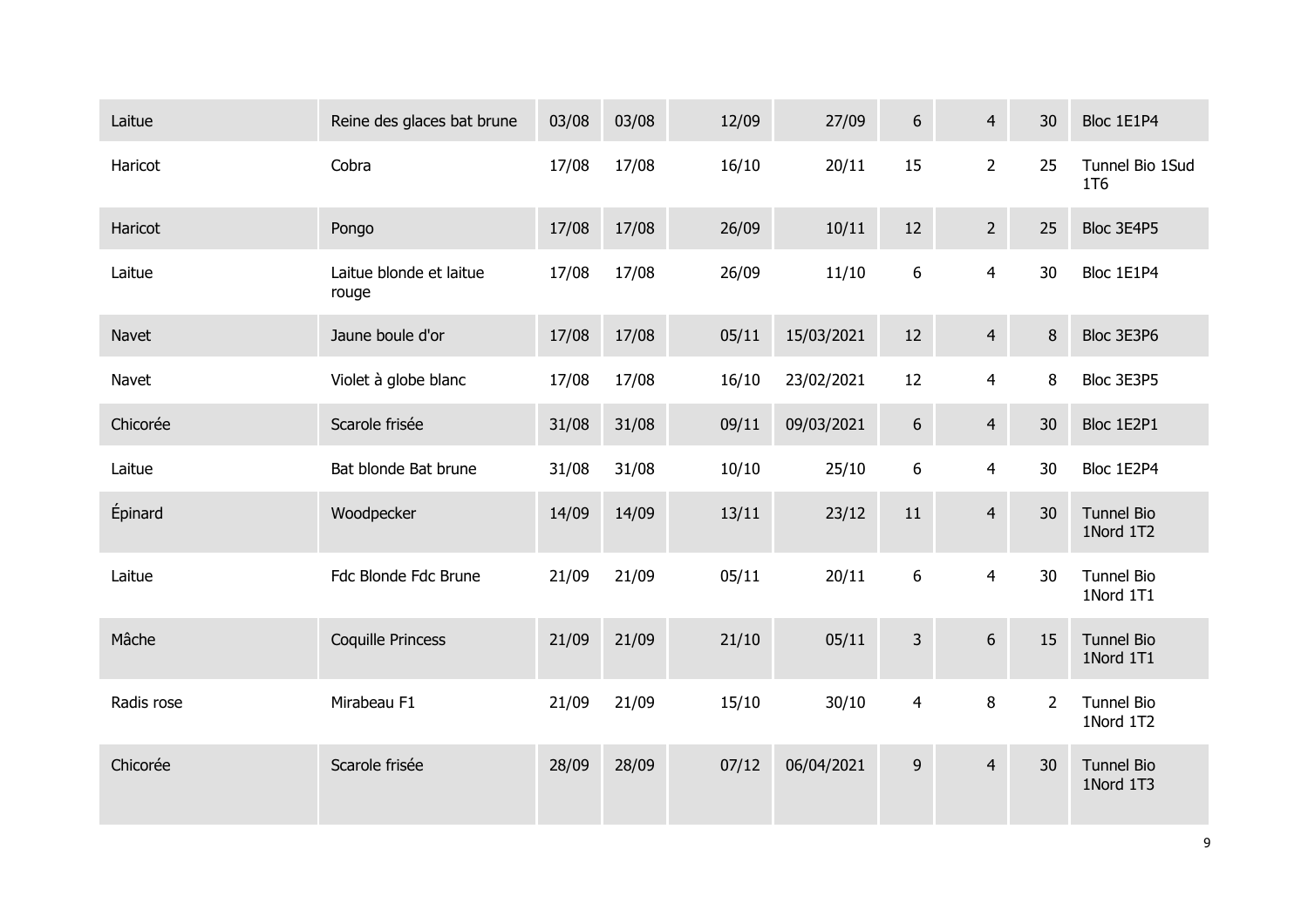| | | | | | | | | | |
|---|---|---|---|---|---|---|---|---|---|
| Laitue | Reine des glaces bat brune | 03/08 | 03/08 | 12/09 | 27/09 | 6 | 4 | 30 | Bloc 1E1P4 |
| Haricot | Cobra | 17/08 | 17/08 | 16/10 | 20/11 | 15 | 2 | 25 | Tunnel Bio 1Sud 1T6 |
| Haricot | Pongo | 17/08 | 17/08 | 26/09 | 10/11 | 12 | 2 | 25 | Bloc 3E4P5 |
| Laitue | Laitue blonde et laitue rouge | 17/08 | 17/08 | 26/09 | 11/10 | 6 | 4 | 30 | Bloc 1E1P4 |
| Navet | Jaune boule d'or | 17/08 | 17/08 | 05/11 | 15/03/2021 | 12 | 4 | 8 | Bloc 3E3P6 |
| Navet | Violet à globe blanc | 17/08 | 17/08 | 16/10 | 23/02/2021 | 12 | 4 | 8 | Bloc 3E3P5 |
| Chicorée | Scarole frisée | 31/08 | 31/08 | 09/11 | 09/03/2021 | 6 | 4 | 30 | Bloc 1E2P1 |
| Laitue | Bat blonde Bat brune | 31/08 | 31/08 | 10/10 | 25/10 | 6 | 4 | 30 | Bloc 1E2P4 |
| Épinard | Woodpecker | 14/09 | 14/09 | 13/11 | 23/12 | 11 | 4 | 30 | Tunnel Bio 1Nord 1T2 |
| Laitue | Fdc Blonde Fdc Brune | 21/09 | 21/09 | 05/11 | 20/11 | 6 | 4 | 30 | Tunnel Bio 1Nord 1T1 |
| Mâche | Coquille Princess | 21/09 | 21/09 | 21/10 | 05/11 | 3 | 6 | 15 | Tunnel Bio 1Nord 1T1 |
| Radis rose | Mirabeau F1 | 21/09 | 21/09 | 15/10 | 30/10 | 4 | 8 | 2 | Tunnel Bio 1Nord 1T2 |
| Chicorée | Scarole frisée | 28/09 | 28/09 | 07/12 | 06/04/2021 | 9 | 4 | 30 | Tunnel Bio 1Nord 1T3 |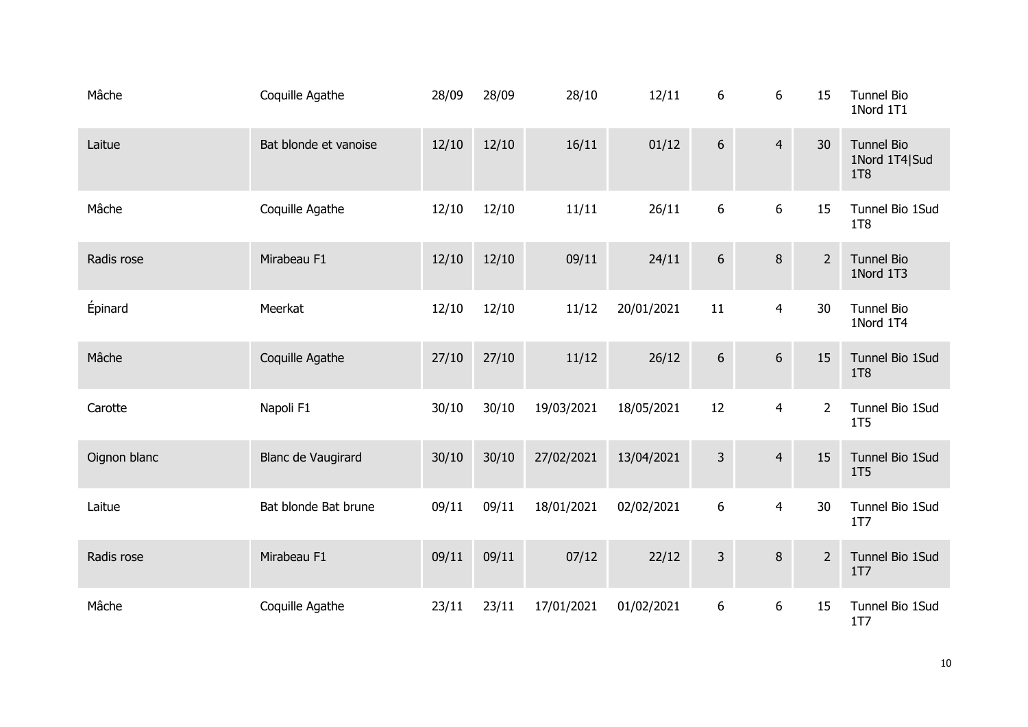| | | | | | | | | | |
|---|---|---|---|---|---|---|---|---|---|
| Mâche | Coquille Agathe | 28/09 | 28/09 | 28/10 | 12/11 | 6 | 6 | 15 | Tunnel Bio 1Nord 1T1 |
| Laitue | Bat blonde et vanoise | 12/10 | 12/10 | 16/11 | 01/12 | 6 | 4 | 30 | Tunnel Bio 1Nord 1T4\|Sud 1T8 |
| Mâche | Coquille Agathe | 12/10 | 12/10 | 11/11 | 26/11 | 6 | 6 | 15 | Tunnel Bio 1Sud 1T8 |
| Radis rose | Mirabeau F1 | 12/10 | 12/10 | 09/11 | 24/11 | 6 | 8 | 2 | Tunnel Bio 1Nord 1T3 |
| Épinard | Meerkat | 12/10 | 12/10 | 11/12 | 20/01/2021 | 11 | 4 | 30 | Tunnel Bio 1Nord 1T4 |
| Mâche | Coquille Agathe | 27/10 | 27/10 | 11/12 | 26/12 | 6 | 6 | 15 | Tunnel Bio 1Sud 1T8 |
| Carotte | Napoli F1 | 30/10 | 30/10 | 19/03/2021 | 18/05/2021 | 12 | 4 | 2 | Tunnel Bio 1Sud 1T5 |
| Oignon blanc | Blanc de Vaugirard | 30/10 | 30/10 | 27/02/2021 | 13/04/2021 | 3 | 4 | 15 | Tunnel Bio 1Sud 1T5 |
| Laitue | Bat blonde Bat brune | 09/11 | 09/11 | 18/01/2021 | 02/02/2021 | 6 | 4 | 30 | Tunnel Bio 1Sud 1T7 |
| Radis rose | Mirabeau F1 | 09/11 | 09/11 | 07/12 | 22/12 | 3 | 8 | 2 | Tunnel Bio 1Sud 1T7 |
| Mâche | Coquille Agathe | 23/11 | 23/11 | 17/01/2021 | 01/02/2021 | 6 | 6 | 15 | Tunnel Bio 1Sud 1T7 |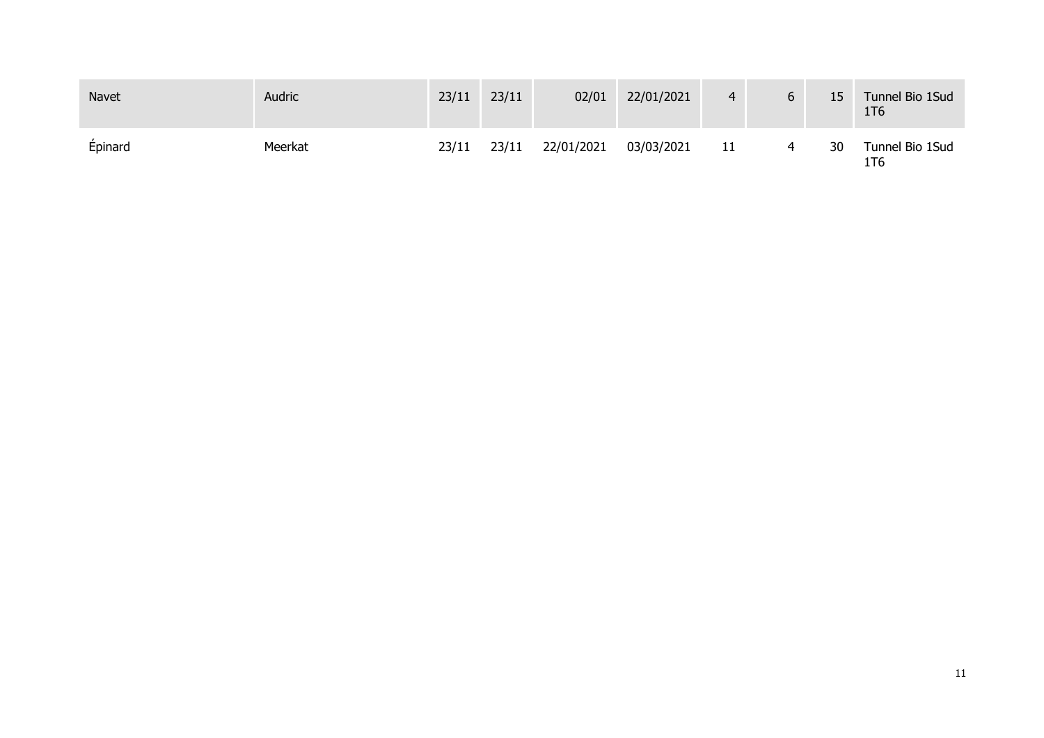| | | | | | | | | | |
|---|---|---|---|---|---|---|---|---|---|
| Navet | Audric | 23/11 | 23/11 | 02/01 | 22/01/2021 | 4 | 6 | 15 | Tunnel Bio 1Sud 1T6 |
| Épinard | Meerkat | 23/11 | 23/11 | 22/01/2021 | 03/03/2021 | 11 | 4 | 30 | Tunnel Bio 1Sud 1T6 |